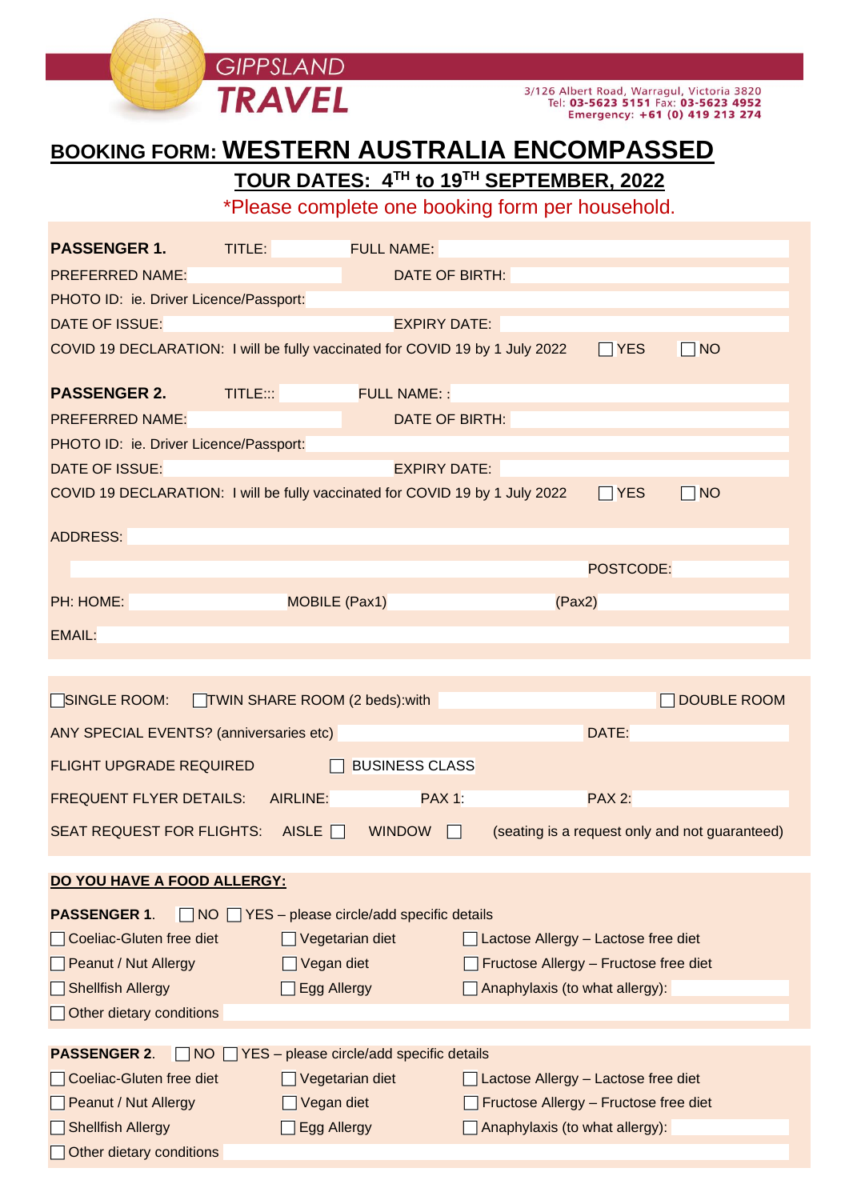GIPPSLAND **TRAVEL**

3/126 Albert Road, Warragul, Victoria 3820
Tel: **03-5623 5151** Fax: **03-5623 4952**
**Emergency: +61 (0) 419 213 274**

# BOOKING FORM: WESTERN AUSTRALIA ENCOMPASSED

## TOUR DATES: 4TH to 19TH SEPTEMBER, 2022

*Please complete one booking form per household.

**PASSENGER 1.** TITLE: FULL NAME:

PREFERRED NAME: DATE OF BIRTH:

PHOTO ID: ie. Driver Licence/Passport:

DATE OF ISSUE: EXPIRY DATE:

COVID 19 DECLARATION: I will be fully vaccinated for COVID 19 by 1 July 2022 ☐ YES ☐ NO

**PASSENGER 2.** TITLE::: FULL NAME: :

PREFERRED NAME: DATE OF BIRTH:

PHOTO ID: ie. Driver Licence/Passport:

DATE OF ISSUE: EXPIRY DATE:

COVID 19 DECLARATION: I will be fully vaccinated for COVID 19 by 1 July 2022 ☐ YES ☐ NO

ADDRESS:

POSTCODE:

PH: HOME: MOBILE (Pax1) (Pax2)

EMAIL:

☐ SINGLE ROOM: ☐ TWIN SHARE ROOM (2 beds):with ☐ DOUBLE ROOM

ANY SPECIAL EVENTS? (anniversaries etc) DATE:

FLIGHT UPGRADE REQUIRED ☐ BUSINESS CLASS

FREQUENT FLYER DETAILS: AIRLINE: PAX 1: PAX 2:

SEAT REQUEST FOR FLIGHTS: AISLE ☐ WINDOW ☐ (seating is a request only and not guaranteed)

**DO YOU HAVE A FOOD ALLERGY:**

**PASSENGER 1.** ☐ NO ☐ YES – please circle/add specific details

☐ Coeliac-Gluten free diet ☐ Vegetarian diet ☐ Lactose Allergy – Lactose free diet

☐ Peanut / Nut Allergy ☐ Vegan diet ☐ Fructose Allergy – Fructose free diet

☐ Shellfish Allergy ☐ Egg Allergy ☐ Anaphylaxis (to what allergy):

☐ Other dietary conditions

**PASSENGER 2.** ☐ NO ☐ YES – please circle/add specific details

☐ Coeliac-Gluten free diet ☐ Vegetarian diet ☐ Lactose Allergy – Lactose free diet

☐ Peanut / Nut Allergy ☐ Vegan diet ☐ Fructose Allergy – Fructose free diet

☐ Shellfish Allergy ☐ Egg Allergy ☐ Anaphylaxis (to what allergy):

☐ Other dietary conditions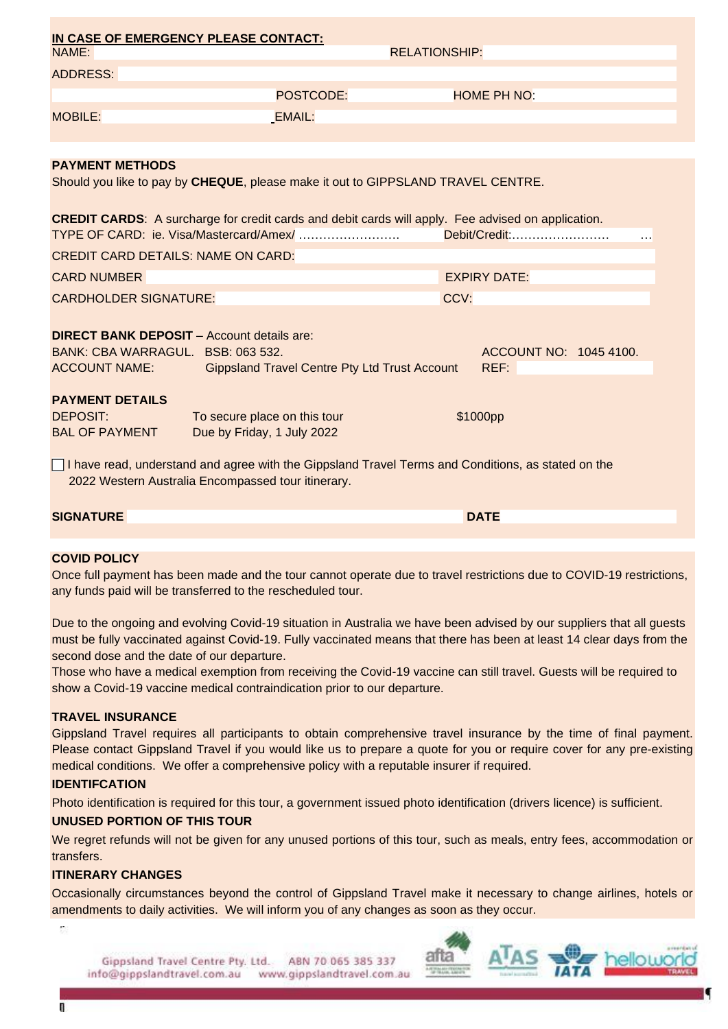**IN CASE OF EMERGENCY PLEASE CONTACT:**

NAME: RELATIONSHIP:

ADDRESS:

POSTCODE: HOME PH NO:

MOBILE: EMAIL:

**PAYMENT METHODS**

Should you like to pay by **CHEQUE**, please make it out to GIPPSLAND TRAVEL CENTRE.

**CREDIT CARDS**: A surcharge for credit cards and debit cards will apply. Fee advised on application.

TYPE OF CARD: ie. Visa/Mastercard/Amex/ ……………………. Debit/Credit:…………………… …

CREDIT CARD DETAILS: NAME ON CARD:

CARD NUMBER EXPIRY DATE:

CARDHOLDER SIGNATURE: CCV:

**DIRECT BANK DEPOSIT** – Account details are:

BANK: CBA WARRAGUL. BSB: 063 532. ACCOUNT NO: 1045 4100.

ACCOUNT NAME: Gippsland Travel Centre Pty Ltd Trust Account REF:

**PAYMENT DETAILS**

| | | |
|---|---|---|
| DEPOSIT: | To secure place on this tour | $1000pp |
| BAL OF PAYMENT | Due by Friday, 1 July 2022 | |

☐ I have read, understand and agree with the Gippsland Travel Terms and Conditions, as stated on the 2022 Western Australia Encompassed tour itinerary.

**SIGNATURE** **DATE**

**COVID POLICY**

Once full payment has been made and the tour cannot operate due to travel restrictions due to COVID-19 restrictions, any funds paid will be transferred to the rescheduled tour.

Due to the ongoing and evolving Covid-19 situation in Australia we have been advised by our suppliers that all guests must be fully vaccinated against Covid-19. Fully vaccinated means that there has been at least 14 clear days from the second dose and the date of our departure.

Those who have a medical exemption from receiving the Covid-19 vaccine can still travel. Guests will be required to show a Covid-19 vaccine medical contraindication prior to our departure.

**TRAVEL INSURANCE**

Gippsland Travel requires all participants to obtain comprehensive travel insurance by the time of final payment. Please contact Gippsland Travel if you would like us to prepare a quote for you or require cover for any pre-existing medical conditions. We offer a comprehensive policy with a reputable insurer if required.

**IDENTIFCATION**

Photo identification is required for this tour, a government issued photo identification (drivers licence) is sufficient.

**UNUSED PORTION OF THIS TOUR**

We regret refunds will not be given for any unused portions of this tour, such as meals, entry fees, accommodation or transfers.

**ITINERARY CHANGES**

Occasionally circumstances beyond the control of Gippsland Travel make it necessary to change airlines, hotels or amendments to daily activities. We will inform you of any changes as soon as they occur.

Gippsland Travel Centre Pty. Ltd. ABN 70 065 385 337
info@gippslandtravel.com.au www.gippslandtravel.com.au